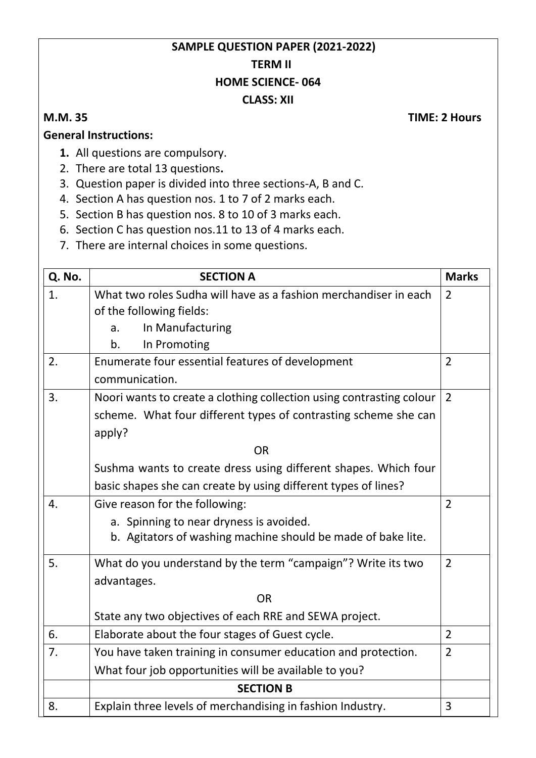**SAMPLE QUESTION PAPER (2021-2022)**

**TERM II**

**HOME SCIENCE- 064**

**CLASS: XII**

**M.M. 35** **TIME: 2 Hours**

**General Instructions:**

1. All questions are compulsory.
2. There are total 13 questions.
3. Question paper is divided into three sections-A, B and C.
4. Section A has question nos. 1 to 7 of 2 marks each.
5. Section B has question nos. 8 to 10 of 3 marks each.
6. Section C has question nos.11 to 13 of 4 marks each.
7. There are internal choices in some questions.

| Q. No. | SECTION A | Marks |
|---|---|---|
| 1. | What two roles Sudha will have as a fashion merchandiser in each of the following fields:<br>a. In Manufacturing<br>b. In Promoting | 2 |
| 2. | Enumerate four essential features of development communication. | 2 |
| 3. | Noori wants to create a clothing collection using contrasting colour scheme. What four different types of contrasting scheme she can apply?<br>OR<br>Sushma wants to create dress using different shapes. Which four basic shapes she can create by using different types of lines? | 2 |
| 4. | Give reason for the following:<br>a. Spinning to near dryness is avoided.<br>b. Agitators of washing machine should be made of bake lite. | 2 |
| 5. | What do you understand by the term "campaign"? Write its two advantages.<br>OR<br>State any two objectives of each RRE and SEWA project. | 2 |
| 6. | Elaborate about the four stages of Guest cycle. | 2 |
| 7. | You have taken training in consumer education and protection. What four job opportunities will be available to you? | 2 |
| | **SECTION B** | |
| 8. | Explain three levels of merchandising in fashion Industry. | 3 |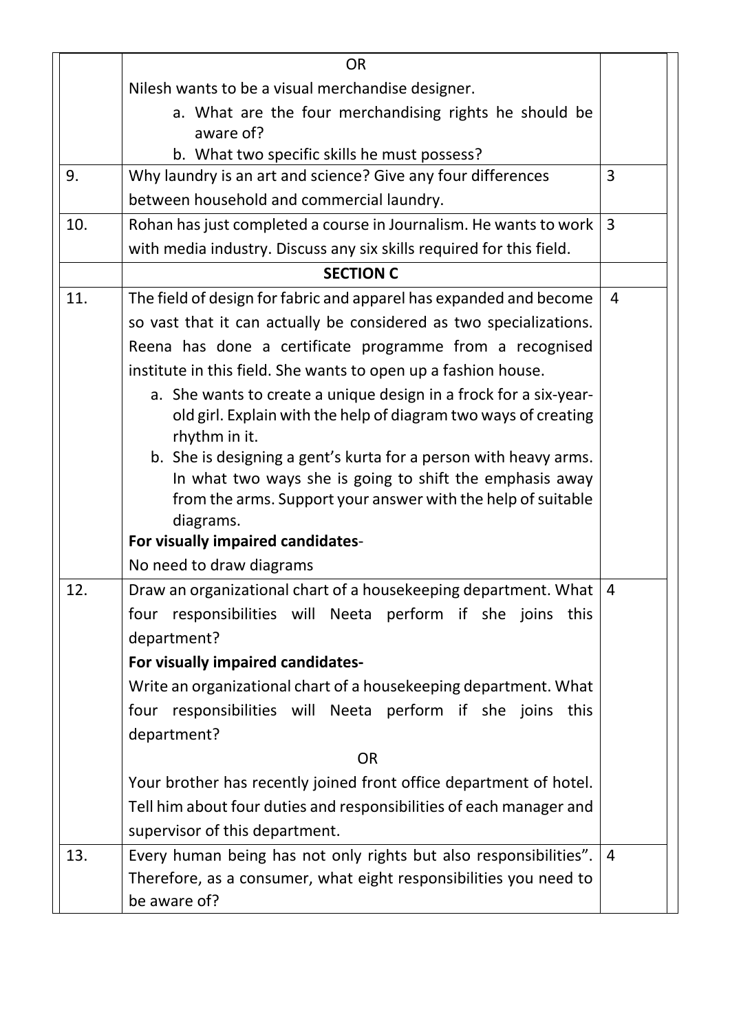| | | |
|---|---|---|
| | OR<br>Nilesh wants to be a visual merchandise designer.<br>a. What are the four merchandising rights he should be aware of?<br>b. What two specific skills he must possess? | |
| 9. | Why laundry is an art and science? Give any four differences between household and commercial laundry. | 3 |
| 10. | Rohan has just completed a course in Journalism. He wants to work with media industry. Discuss any six skills required for this field. | 3 |
| | **SECTION C** | |
| 11. | The field of design for fabric and apparel has expanded and become so vast that it can actually be considered as two specializations. Reena has done a certificate programme from a recognised institute in this field. She wants to open up a fashion house.<br>a. She wants to create a unique design in a frock for a six-year-old girl. Explain with the help of diagram two ways of creating rhythm in it.<br>b. She is designing a gent's kurta for a person with heavy arms. In what two ways she is going to shift the emphasis away from the arms. Support your answer with the help of suitable diagrams.<br>**For visually impaired candidates**-<br>No need to draw diagrams | 4 |
| 12. | Draw an organizational chart of a housekeeping department. What four responsibilities will Neeta perform if she joins this department?<br>**For visually impaired candidates-**<br>Write an organizational chart of a housekeeping department. What four responsibilities will Neeta perform if she joins this department?<br>OR<br>Your brother has recently joined front office department of hotel. Tell him about four duties and responsibilities of each manager and supervisor of this department. | 4 |
| 13. | Every human being has not only rights but also responsibilities". Therefore, as a consumer, what eight responsibilities you need to be aware of? | 4 |